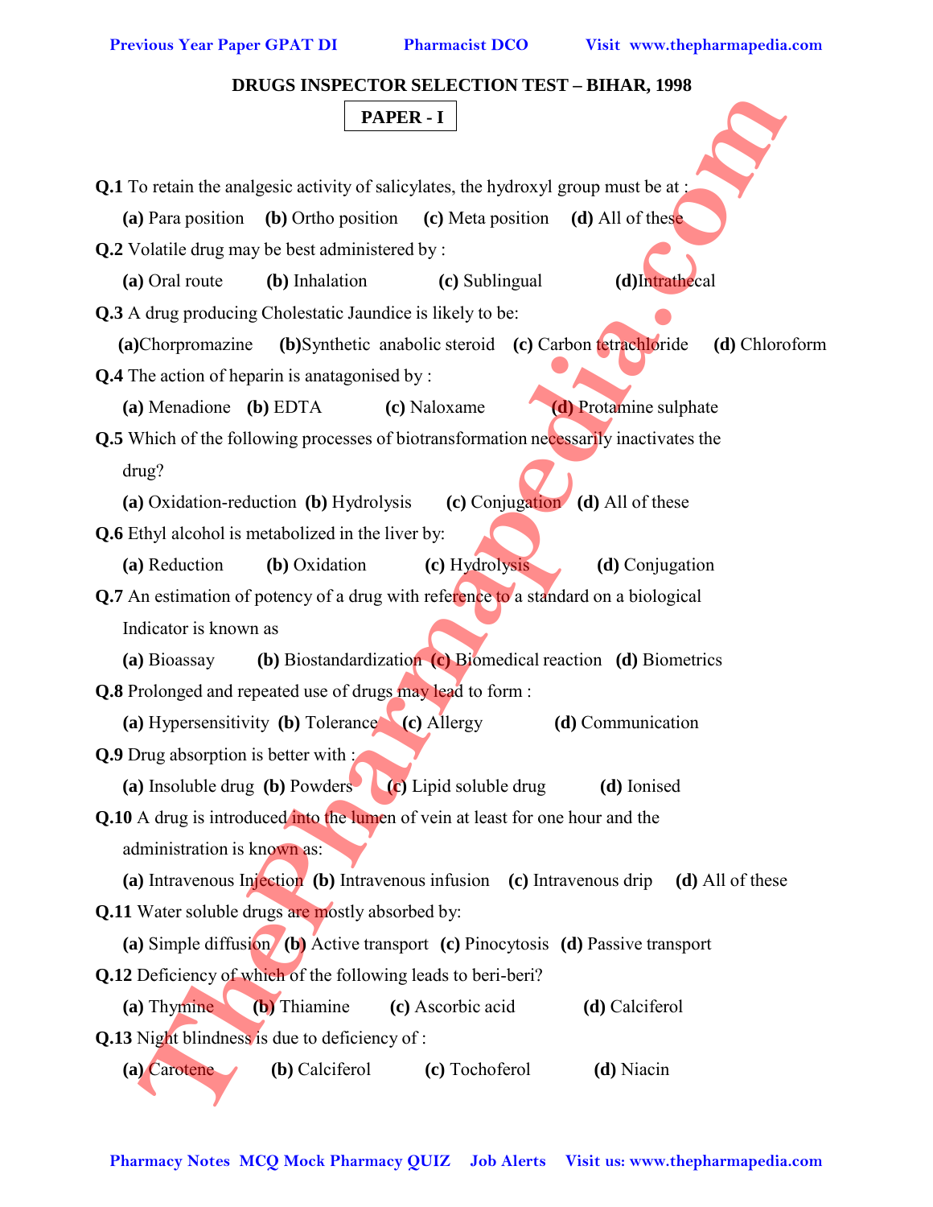# DRUGS INSPECTOR SELECTION TEST – BIHAR, 1998

## PAPER - I

**Q.1** To retain the analgesic activity of salicylates, the hydroxyl group must be at :

**(a)** Para position **(b)** Ortho position **(c)** Meta position **(d)** All of these

**Q.2** Volatile drug may be best administered by :

**(a)** Oral route **(b)** Inhalation **(c)** Sublingual **(d)** Intrathecal

**Q.3** A drug producing Cholestatic Jaundice is likely to be:

**(a)** Chorpromazine **(b)** Synthetic anabolic steroid **(c)** Carbon tetrachloride **(d)** Chloroform

**Q.4** The action of heparin is anatagonised by :

**(a)** Menadione **(b)** EDTA **(c)** Naloxame **(d)** Protamine sulphate

**Q.5** Which of the following processes of biotransformation necessarily inactivates the drug?

**(a)** Oxidation-reduction **(b)** Hydrolysis **(c)** Conjugation **(d)** All of these

**Q.6** Ethyl alcohol is metabolized in the liver by:

**(a)** Reduction **(b)** Oxidation **(c)** Hydrolysis **(d)** Conjugation

**Q.7** An estimation of potency of a drug with reference to a standard on a biological Indicator is known as

**(a)** Bioassay **(b)** Biostandardization **(c)** Biomedical reaction **(d)** Biometrics

**Q.8** Prolonged and repeated use of drugs may lead to form :

**(a)** Hypersensitivity **(b)** Tolerance **(c)** Allergy **(d)** Communication

**Q.9** Drug absorption is better with :

**(a)** Insoluble drug **(b)** Powders **(c)** Lipid soluble drug **(d)** Ionised

**Q.10** A drug is introduced into the lumen of vein at least for one hour and the administration is known as:

**(a)** Intravenous Injection **(b)** Intravenous infusion **(c)** Intravenous drip **(d)** All of these

**Q.11** Water soluble drugs are mostly absorbed by:

**(a)** Simple diffusion **(b)** Active transport **(c)** Pinocytosis **(d)** Passive transport

**Q.12** Deficiency of which of the following leads to beri-beri?

**(a)** Thymine **(b)** Thiamine **(c)** Ascorbic acid **(d)** Calciferol

**Q.13** Night blindness is due to deficiency of :

**(a)** Carotene **(b)** Calciferol **(c)** Tochoferol **(d)** Niacin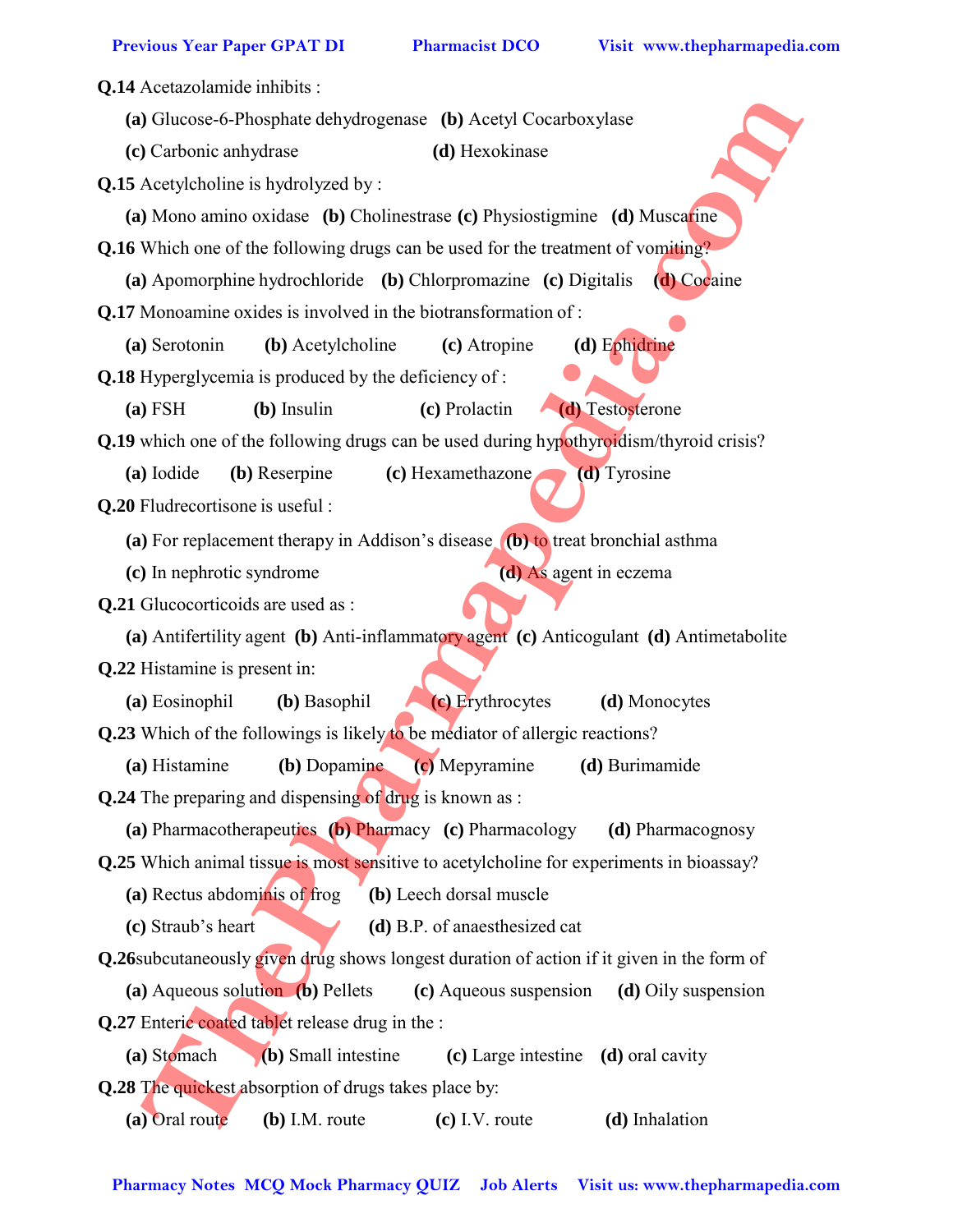**Q.14** Acetazolamide inhibits :

**(a)** Glucose-6-Phosphate dehydrogenase **(b)** Acetyl Cocarboxylase

**(c)** Carbonic anhydrase **(d)** Hexokinase

**Q.15** Acetylcholine is hydrolyzed by :

**(a)** Mono amino oxidase **(b)** Cholinestrase **(c)** Physiostigmine **(d)** Muscarine

**Q.16** Which one of the following drugs can be used for the treatment of vomiting?

**(a)** Apomorphine hydrochloride **(b)** Chlorpromazine **(c)** Digitalis **(d)** Cocaine

**Q.17** Monoamine oxides is involved in the biotransformation of :

**(a)** Serotonin **(b)** Acetylcholine **(c)** Atropine **(d)** Ephidrine

**Q.18** Hyperglycemia is produced by the deficiency of :

**(a)** FSH **(b)** Insulin **(c)** Prolactin **(d)** Testosterone

**Q.19** which one of the following drugs can be used during hypothyroidism/thyroid crisis?

**(a)** Iodide **(b)** Reserpine **(c)** Hexamethazone **(d)** Tyrosine

**Q.20** Fludrecortisone is useful :

**(a)** For replacement therapy in Addison's disease **(b)** to treat bronchial asthma

**(c)** In nephrotic syndrome **(d)** As agent in eczema

**Q.21** Glucocorticoids are used as :

**(a)** Antifertility agent **(b)** Anti-inflammatory agent **(c)** Anticogulant **(d)** Antimetabolite

**Q.22** Histamine is present in:

**(a)** Eosinophil **(b)** Basophil **(c)** Erythrocytes **(d)** Monocytes

**Q.23** Which of the followings is likely to be mediator of allergic reactions?

**(a)** Histamine **(b)** Dopamine **(c)** Mepyramine **(d)** Burimamide

**Q.24** The preparing and dispensing of drug is known as :

**(a)** Pharmacotherapeutics **(b)** Pharmacy **(c)** Pharmacology **(d)** Pharmacognosy

**Q.25** Which animal tissue is most sensitive to acetylcholine for experiments in bioassay?

**(a)** Rectus abdominis of frog **(b)** Leech dorsal muscle

**(c)** Straub's heart **(d)** B.P. of anaesthesized cat

**Q.26**subcutaneously given drug shows longest duration of action if it given in the form of

**(a)** Aqueous solution **(b)** Pellets **(c)** Aqueous suspension **(d)** Oily suspension

**Q.27** Enteric coated tablet release drug in the :

**(a)** Stomach **(b)** Small intestine **(c)** Large intestine **(d)** oral cavity

**Q.28** The quickest absorption of drugs takes place by:

**(a)** Oral route **(b)** I.M. route **(c)** I.V. route **(d)** Inhalation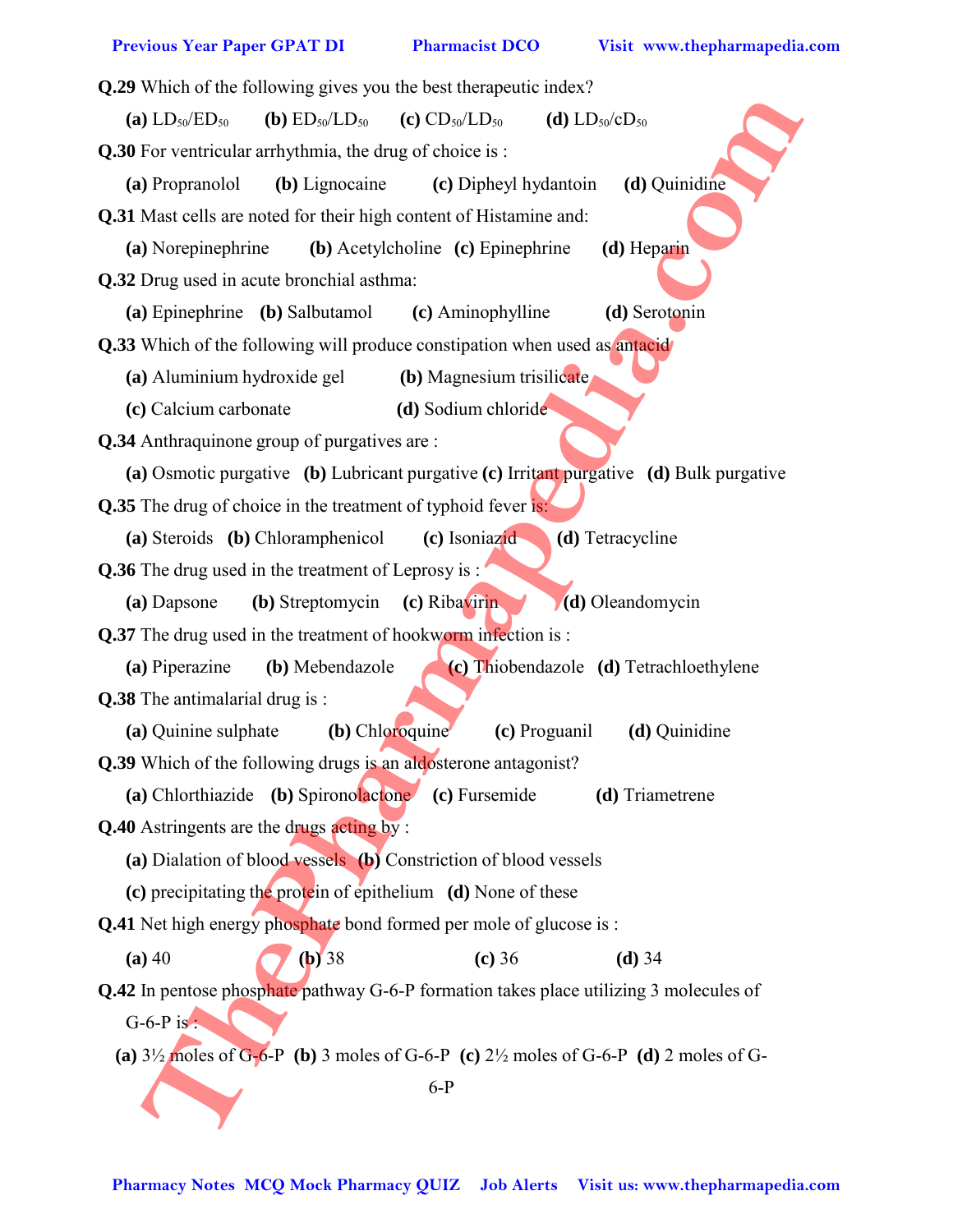**Q.29** Which of the following gives you the best therapeutic index?

**(a)** $LD_{50}/ED_{50}$ **(b)** $ED_{50}/LD_{50}$ **(c)** $CD_{50}/LD_{50}$ **(d)** $LD_{50}/cD_{50}$

**Q.30** For ventricular arrhythmia, the drug of choice is :

**(a)** Propranolol **(b)** Lignocaine **(c)** Dipheyl hydantoin **(d)** Quinidine

**Q.31** Mast cells are noted for their high content of Histamine and:

**(a)** Norepinephrine **(b)** Acetylcholine **(c)** Epinephrine **(d)** Heparin

**Q.32** Drug used in acute bronchial asthma:

**(a)** Epinephrine **(b)** Salbutamol **(c)** Aminophylline **(d)** Serotonin

**Q.33** Which of the following will produce constipation when used as antacid

**(a)** Aluminium hydroxide gel **(b)** Magnesium trisilicate

**(c)** Calcium carbonate **(d)** Sodium chloride

**Q.34** Anthraquinone group of purgatives are :

**(a)** Osmotic purgative **(b)** Lubricant purgative **(c)** Irritant purgative **(d)** Bulk purgative

**Q.35** The drug of choice in the treatment of typhoid fever is:

**(a)** Steroids **(b)** Chloramphenicol **(c)** Isoniazid **(d)** Tetracycline

**Q.36** The drug used in the treatment of Leprosy is :

**(a)** Dapsone **(b)** Streptomycin **(c)** Ribavirin **(d)** Oleandomycin

**Q.37** The drug used in the treatment of hookworm infection is :

**(a)** Piperazine **(b)** Mebendazole **(c)** Thiobendazole **(d)** Tetrachloethylene

**Q.38** The antimalarial drug is :

**(a)** Quinine sulphate **(b)** Chloroquine **(c)** Proguanil **(d)** Quinidine

**Q.39** Which of the following drugs is an aldosterone antagonist?

**(a)** Chlorthiazide **(b)** Spironolactone **(c)** Fursemide **(d)** Triametrene

**Q.40** Astringents are the drugs acting by :

**(a)** Dialation of blood vessels **(b)** Constriction of blood vessels

**(c)** precipitating the protein of epithelium **(d)** None of these

**Q.41** Net high energy phosphate bond formed per mole of glucose is :

**(a)** 40 **(b)** 38 **(c)** 36 **(d)** 34

**Q.42** In pentose phosphate pathway G-6-P formation takes place utilizing 3 molecules of G-6-P is :

**(a)** 3½ moles of G-6-P **(b)** 3 moles of G-6-P **(c)** 2½ moles of G-6-P **(d)** 2 moles of G-6-P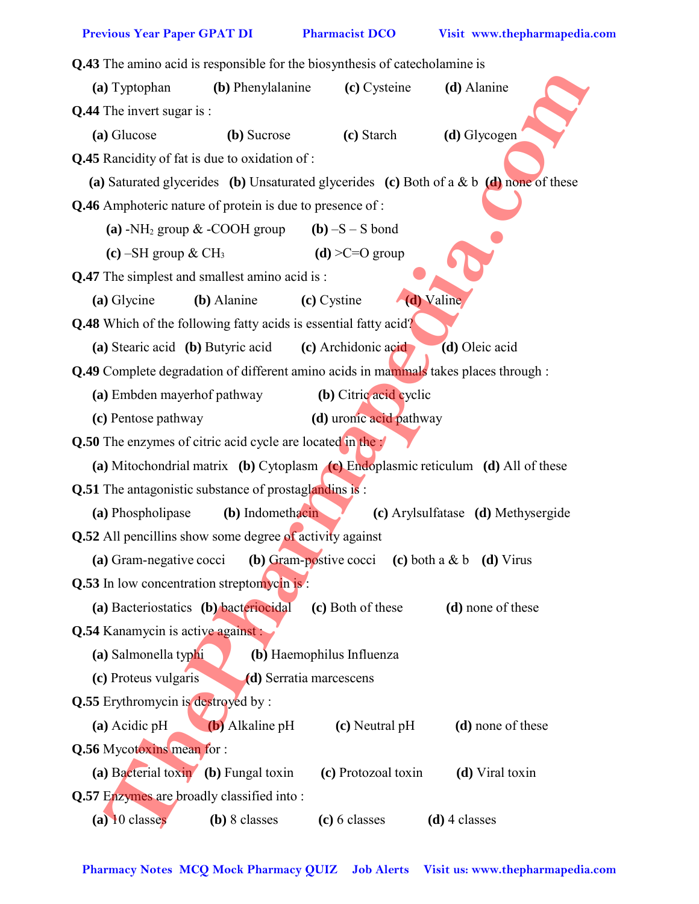**Q.43** The amino acid is responsible for the biosynthesis of catecholamine is

**(a)** Typtophan **(b)** Phenylalanine **(c)** Cysteine **(d)** Alanine

**Q.44** The invert sugar is :

**(a)** Glucose **(b)** Sucrose **(c)** Starch **(d)** Glycogen

**Q.45** Rancidity of fat is due to oxidation of :

**(a)** Saturated glycerides **(b)** Unsaturated glycerides **(c)** Both of a & b **(d)** none of these

**Q.46** Amphoteric nature of protein is due to presence of :

**(a)** $-NH_2$ group & -COOH group **(b)** –S – S bond

**(c)** –SH group & $CH_3$ **(d)** >C=O group

**Q.47** The simplest and smallest amino acid is :

**(a)** Glycine **(b)** Alanine **(c)** Cystine **(d)** Valine

**Q.48** Which of the following fatty acids is essential fatty acid?

**(a)** Stearic acid **(b)** Butyric acid **(c)** Archidonic acid **(d)** Oleic acid

**Q.49** Complete degradation of different amino acids in mammals takes places through :

**(a)** Embden mayerhof pathway **(b)** Citric acid cyclic

**(c)** Pentose pathway **(d)** uronic acid pathway

**Q.50** The enzymes of citric acid cycle are located in the :

**(a)** Mitochondrial matrix **(b)** Cytoplasm **(c)** Endoplasmic reticulum **(d)** All of these

**Q.51** The antagonistic substance of prostaglandins is :

**(a)** Phospholipase **(b)** Indomethacin **(c)** Arylsulfatase **(d)** Methysergide

**Q.52** All pencillins show some degree of activity against

**(a)** Gram-negative cocci **(b)** Gram-postive cocci **(c)** both a & b **(d)** Virus

**Q.53** In low concentration streptomycin is :

**(a)** Bacteriostatics **(b)** bacteriocidal **(c)** Both of these **(d)** none of these

**Q.54** Kanamycin is active against :

**(a)** Salmonella typhi **(b)** Haemophilus Influenza

**(c)** Proteus vulgaris **(d)** Serratia marcescens

**Q.55** Erythromycin is destroyed by :

**(a)** Acidic pH **(b)** Alkaline pH **(c)** Neutral pH **(d)** none of these

**Q.56** Mycotoxins mean for :

**(a)** Bacterial toxin **(b)** Fungal toxin **(c)** Protozoal toxin **(d)** Viral toxin

**Q.57** Enzymes are broadly classified into :

**(a)** 10 classes **(b)** 8 classes **(c)** 6 classes **(d)** 4 classes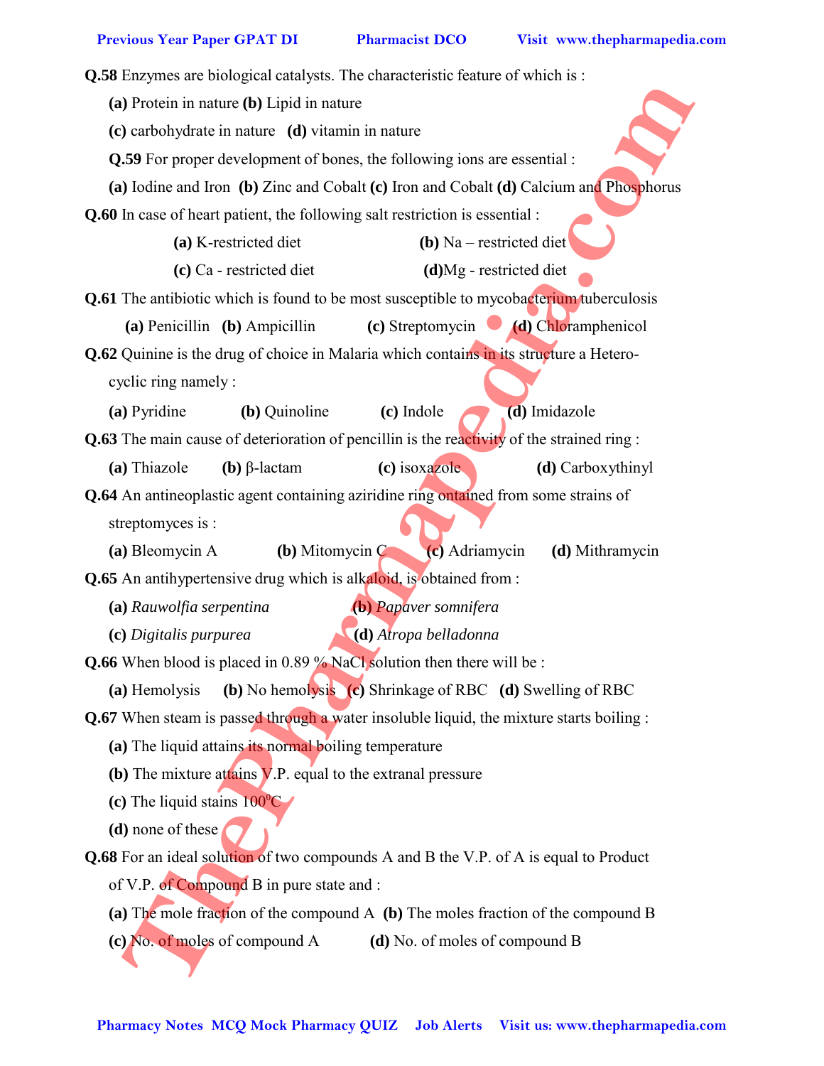**Q.58** Enzymes are biological catalysts. The characteristic feature of which is :

**(a)** Protein in nature **(b)** Lipid in nature

**(c)** carbohydrate in nature **(d)** vitamin in nature

**Q.59** For proper development of bones, the following ions are essential :

**(a)** Iodine and Iron **(b)** Zinc and Cobalt **(c)** Iron and Cobalt **(d)** Calcium and Phosphorus

**Q.60** In case of heart patient, the following salt restriction is essential :

**(a)** K-restricted diet **(b)** Na – restricted diet

**(c)** Ca - restricted diet **(d)**Mg - restricted diet

**Q.61** The antibiotic which is found to be most susceptible to mycobacterium tuberculosis

**(a)** Penicillin **(b)** Ampicillin **(c)** Streptomycin **(d)** Chloramphenicol

**Q.62** Quinine is the drug of choice in Malaria which contains in its structure a Hetero-cyclic ring namely :

**(a)** Pyridine **(b)** Quinoline **(c)** Indole **(d)** Imidazole

**Q.63** The main cause of deterioration of pencillin is the reactivity of the strained ring :

**(a)** Thiazole **(b)** β-lactam **(c)** isoxazole **(d)** Carboxythinyl

**Q.64** An antineoplastic agent containing aziridine ring ontained from some strains of streptomyces is :

**(a)** Bleomycin A **(b)** Mitomycin C **(c)** Adriamycin **(d)** Mithramycin

**Q.65** An antihypertensive drug which is alkaloid, is obtained from :

**(a)** *Rauwolfia serpentina* **(b)** *Papaver somnifera*

**(c)** *Digitalis purpurea* **(d)** *Atropa belladonna*

**Q.66** When blood is placed in 0.89 % NaCl solution then there will be :

**(a)** Hemolysis **(b)** No hemolysis **(c)** Shrinkage of RBC **(d)** Swelling of RBC

**Q.67** When steam is passed through a water insoluble liquid, the mixture starts boiling :

**(a)** The liquid attains its normal boiling temperature

**(b)** The mixture attains V.P. equal to the extranal pressure

**(c)** The liquid stains $100^0$C

**(d)** none of these

**Q.68** For an ideal solution of two compounds A and B the V.P. of A is equal to Product of V.P. of Compound B in pure state and :

**(a)** The mole fraction of the compound A **(b)** The moles fraction of the compound B

**(c)** No. of moles of compound A **(d)** No. of moles of compound B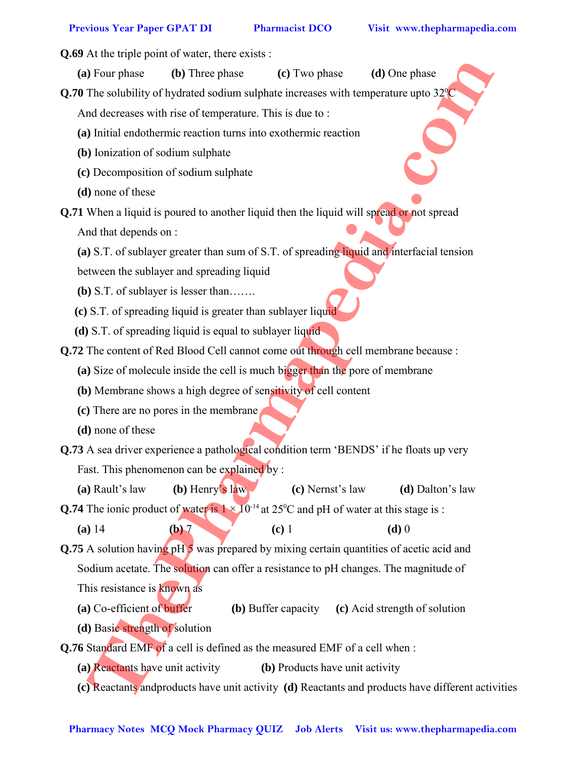**Q.69** At the triple point of water, there exists :

**(a)** Four phase **(b)** Three phase **(c)** Two phase **(d)** One phase

**Q.70** The solubility of hydrated sodium sulphate increases with temperature upto $32^0$C And decreases with rise of temperature. This is due to :

**(a)** Initial endothermic reaction turns into exothermic reaction

**(b)** Ionization of sodium sulphate

**(c)** Decomposition of sodium sulphate

**(d)** none of these

**Q.71** When a liquid is poured to another liquid then the liquid will spread or not spread And that depends on :

**(a)** S.T. of sublayer greater than sum of S.T. of spreading liquid and interfacial tension between the sublayer and spreading liquid

**(b)** S.T. of sublayer is lesser than…….

**(c)** S.T. of spreading liquid is greater than sublayer liquid

**(d)** S.T. of spreading liquid is equal to sublayer liquid

**Q.72** The content of Red Blood Cell cannot come out through cell membrane because :

**(a)** Size of molecule inside the cell is much bigger than the pore of membrane

**(b)** Membrane shows a high degree of sensitivity of cell content

**(c)** There are no pores in the membrane

**(d)** none of these

**Q.73** A sea driver experience a pathological condition term 'BENDS' if he floats up very Fast. This phenomenon can be explained by :

**(a)** Rault's law **(b)** Henry's law **(c)** Nernst's law **(d)** Dalton's law

**Q.74** The ionic product of water is $1 \times 10^{-14}$ at $25^0$C and pH of water at this stage is :

**(a)** 14 **(b)** 7 **(c)** 1 **(d)** 0

**Q.75** A solution having pH 5 was prepared by mixing certain quantities of acetic acid and Sodium acetate. The solution can offer a resistance to pH changes. The magnitude of This resistance is known as

**(a)** Co-efficient of buffer **(b)** Buffer capacity **(c)** Acid strength of solution

**(d)** Basic strength of solution

**Q.76** Standard EMF of a cell is defined as the measured EMF of a cell when :

**(a)** Reactants have unit activity **(b)** Products have unit activity

**(c)** Reactants andproducts have unit activity **(d)** Reactants and products have different activities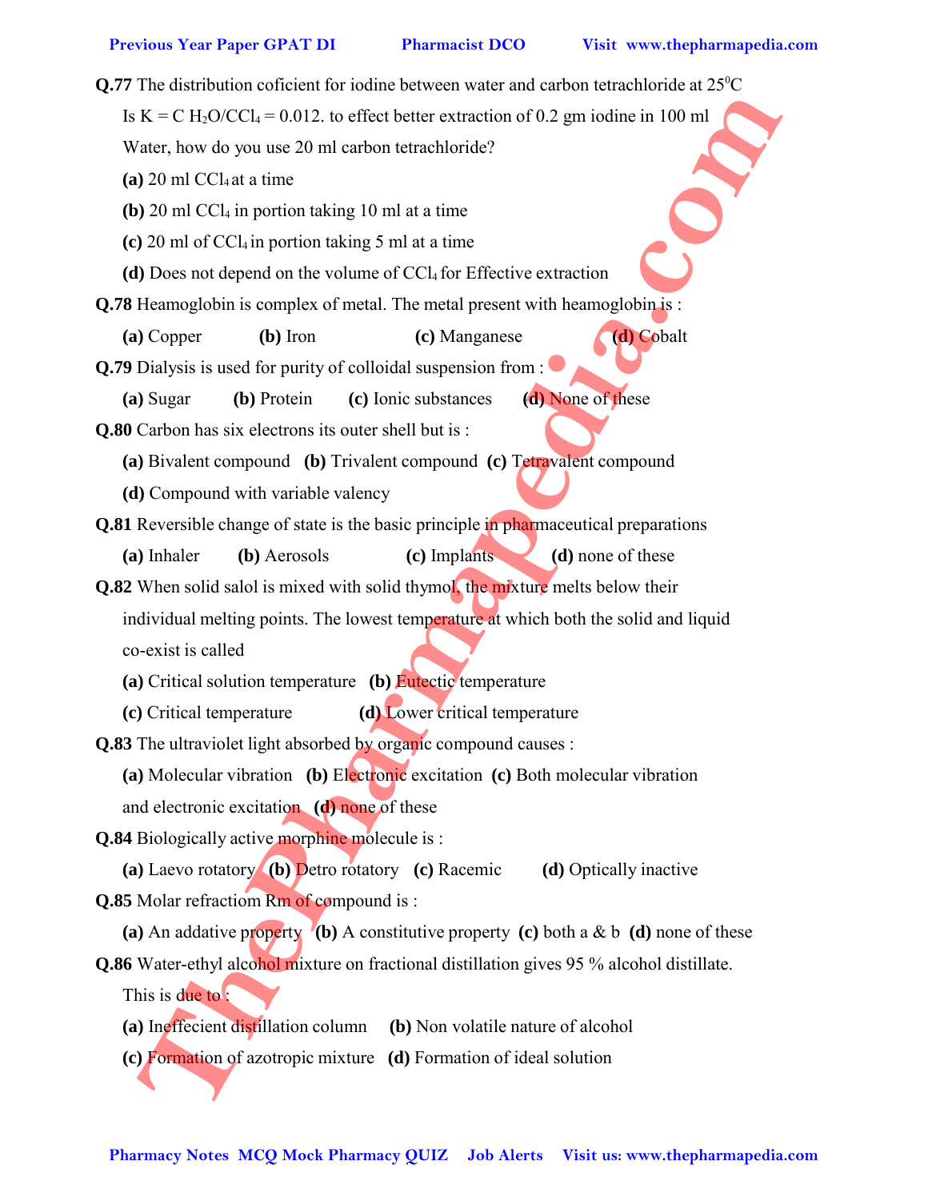**Q.77** The distribution coficient for iodine between water and carbon tetrachloride at 25$^0$C Is K = C $H_2O/CCl_4$ = 0.012. to effect better extraction of 0.2 gm iodine in 100 ml Water, how do you use 20 ml carbon tetrachloride?

**(a)** 20 ml $CCl_4$ at a time

**(b)** 20 ml $CCl_4$ in portion taking 10 ml at a time

**(c)** 20 ml of $CCl_4$ in portion taking 5 ml at a time

**(d)** Does not depend on the volume of $CCl_4$ for Effective extraction

**Q.78** Heamoglobin is complex of metal. The metal present with heamoglobin is :

**(a)** Copper **(b)** Iron **(c)** Manganese **(d)** Cobalt

**Q.79** Dialysis is used for purity of colloidal suspension from :

**(a)** Sugar **(b)** Protein **(c)** Ionic substances **(d)** None of these

**Q.80** Carbon has six electrons its outer shell but is :

**(a)** Bivalent compound **(b)** Trivalent compound **(c)** Tetravalent compound

**(d)** Compound with variable valency

**Q.81** Reversible change of state is the basic principle in pharmaceutical preparations

**(a)** Inhaler **(b)** Aerosols **(c)** Implants **(d)** none of these

**Q.82** When solid salol is mixed with solid thymol, the mixture melts below their individual melting points. The lowest temperature at which both the solid and liquid co-exist is called

**(a)** Critical solution temperature **(b)** Eutectic temperature

**(c)** Critical temperature **(d)** Lower critical temperature

**Q.83** The ultraviolet light absorbed by organic compound causes :

**(a)** Molecular vibration **(b)** Electronic excitation **(c)** Both molecular vibration and electronic excitation **(d)** none of these

**Q.84** Biologically active morphine molecule is :

**(a)** Laevo rotatory **(b)** Detro rotatory **(c)** Racemic **(d)** Optically inactive

**Q.85** Molar refractiom Rm of compound is :

**(a)** An addative property **(b)** A constitutive property **(c)** both a & b **(d)** none of these

**Q.86** Water-ethyl alcohol mixture on fractional distillation gives 95 % alcohol distillate. This is due to :

**(a)** Ineffecient distillation column **(b)** Non volatile nature of alcohol

**(c)** Formation of azotropic mixture **(d)** Formation of ideal solution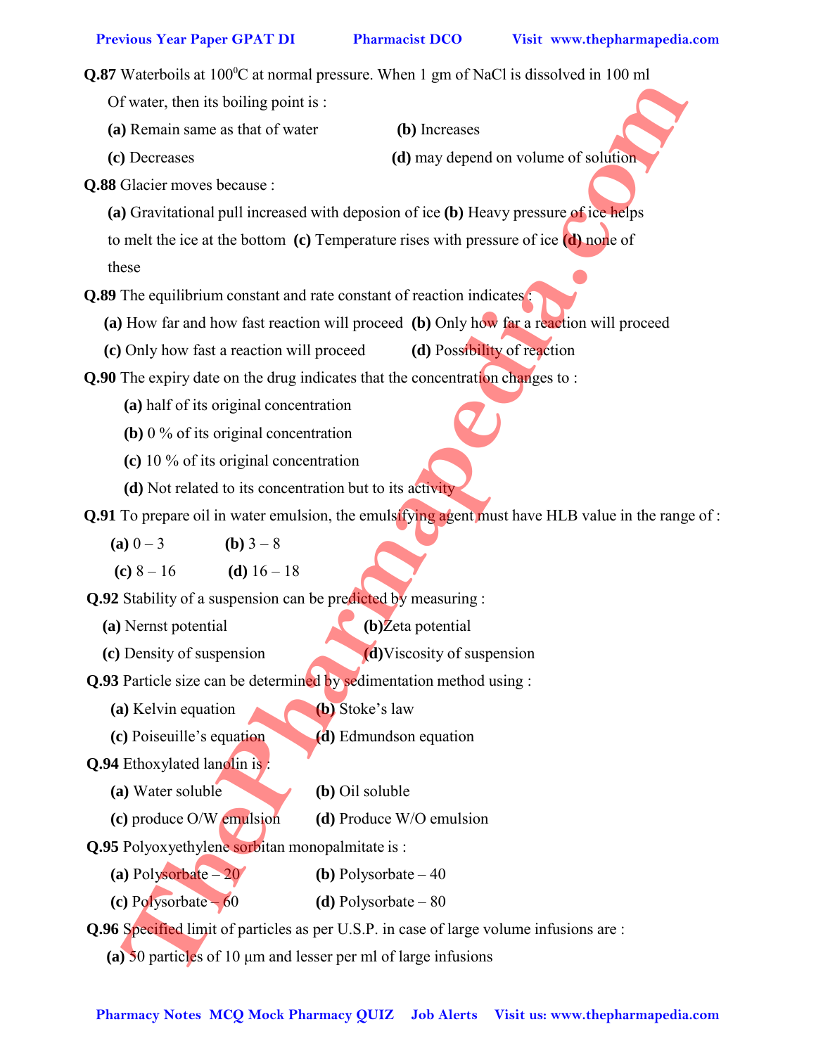**Q.87** Waterboils at $100^0$C at normal pressure. When 1 gm of NaCl is dissolved in 100 ml Of water, then its boiling point is :

**(a)** Remain same as that of water **(b)** Increases

**(c)** Decreases **(d)** may depend on volume of solution

**Q.88** Glacier moves because :

**(a)** Gravitational pull increased with deposion of ice **(b)** Heavy pressure of ice helps to melt the ice at the bottom **(c)** Temperature rises with pressure of ice **(d)** none of these

**Q.89** The equilibrium constant and rate constant of reaction indicates :

**(a)** How far and how fast reaction will proceed **(b)** Only how far a reaction will proceed

**(c)** Only how fast a reaction will proceed **(d)** Possibility of reaction

**Q.90** The expiry date on the drug indicates that the concentration changes to :

**(a)** half of its original concentration

**(b)** 0 % of its original concentration

**(c)** 10 % of its original concentration

**(d)** Not related to its concentration but to its activity

**Q.91** To prepare oil in water emulsion, the emulsifying agent must have HLB value in the range of :

**(a)** 0 – 3 **(b)** 3 – 8

**(c)** 8 – 16 **(d)** 16 – 18

**Q.92** Stability of a suspension can be predicted by measuring :

**(a)** Nernst potential **(b)** Zeta potential

**(c)** Density of suspension **(d)** Viscosity of suspension

**Q.93** Particle size can be determined by sedimentation method using :

**(a)** Kelvin equation **(b)** Stoke's law

**(c)** Poiseuille's equation **(d)** Edmundson equation

**Q.94** Ethoxylated lanolin is :

**(a)** Water soluble **(b)** Oil soluble

**(c)** produce O/W emulsion **(d)** Produce W/O emulsion

**Q.95** Polyoxyethylene sorbitan monopalmitate is :

**(a)** Polysorbate – 20 **(b)** Polysorbate – 40

**(c)** Polysorbate – 60 **(d)** Polysorbate – 80

**Q.96** Specified limit of particles as per U.S.P. in case of large volume infusions are :

**(a)** 50 particles of 10 µm and lesser per ml of large infusions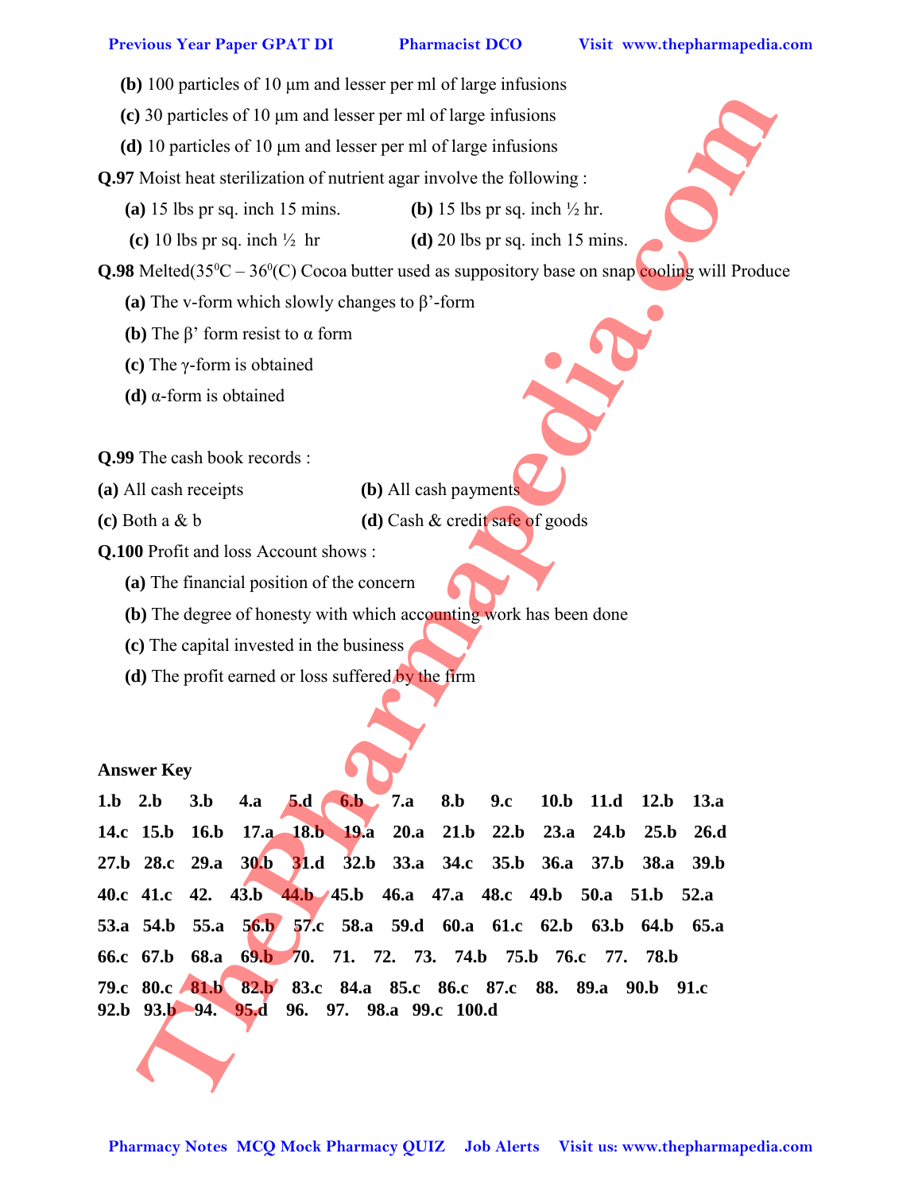(b) 100 particles of 10 µm and lesser per ml of large infusions

(c) 30 particles of 10 µm and lesser per ml of large infusions

(d) 10 particles of 10 µm and lesser per ml of large infusions

**Q.97** Moist heat sterilization of nutrient agar involve the following :

**(a)** 15 lbs pr sq. inch 15 mins.
**(b)** 15 lbs pr sq. inch ½ hr.
**(c)** 10 lbs pr sq. inch ½ hr
**(d)** 20 lbs pr sq. inch 15 mins.

**Q.98** Melted($35^0$C – $36^0$(C) Cocoa butter used as suppository base on snap cooling will Produce

**(a)** The v-form which slowly changes to β'-form

**(b)** The β' form resist to α form

**(c)** The γ-form is obtained

**(d)** α-form is obtained

**Q.99** The cash book records :

**(a)** All cash receipts
**(b)** All cash payments
**(c)** Both a & b
**(d)** Cash & credit safe of goods

**Q.100** Profit and loss Account shows :

**(a)** The financial position of the concern

**(b)** The degree of honesty with which accounting work has been done

**(c)** The capital invested in the business

**(d)** The profit earned or loss suffered by the firm

**Answer Key**

**1.b 2.b 3.b 4.a 5.d 6.b 7.a 8.b 9.c 10.b 11.d 12.b 13.a**
**14.c 15.b 16.b 17.a 18.b 19.a 20.a 21.b 22.b 23.a 24.b 25.b 26.d**
**27.b 28.c 29.a 30.b 31.d 32.b 33.a 34.c 35.b 36.a 37.b 38.a 39.b**
**40.c 41.c 42. 43.b 44.b 45.b 46.a 47.a 48.c 49.b 50.a 51.b 52.a**
**53.a 54.b 55.a 56.b 57.c 58.a 59.d 60.a 61.c 62.b 63.b 64.b 65.a**
**66.c 67.b 68.a 69.b 70. 71. 72. 73. 74.b 75.b 76.c 77. 78.b**
**79.c 80.c 81.b 82.b 83.c 84.a 85.c 86.c 87.c 88. 89.a 90.b 91.c**
**92.b 93.b 94. 95.d 96. 97. 98.a 99.c 100.d**